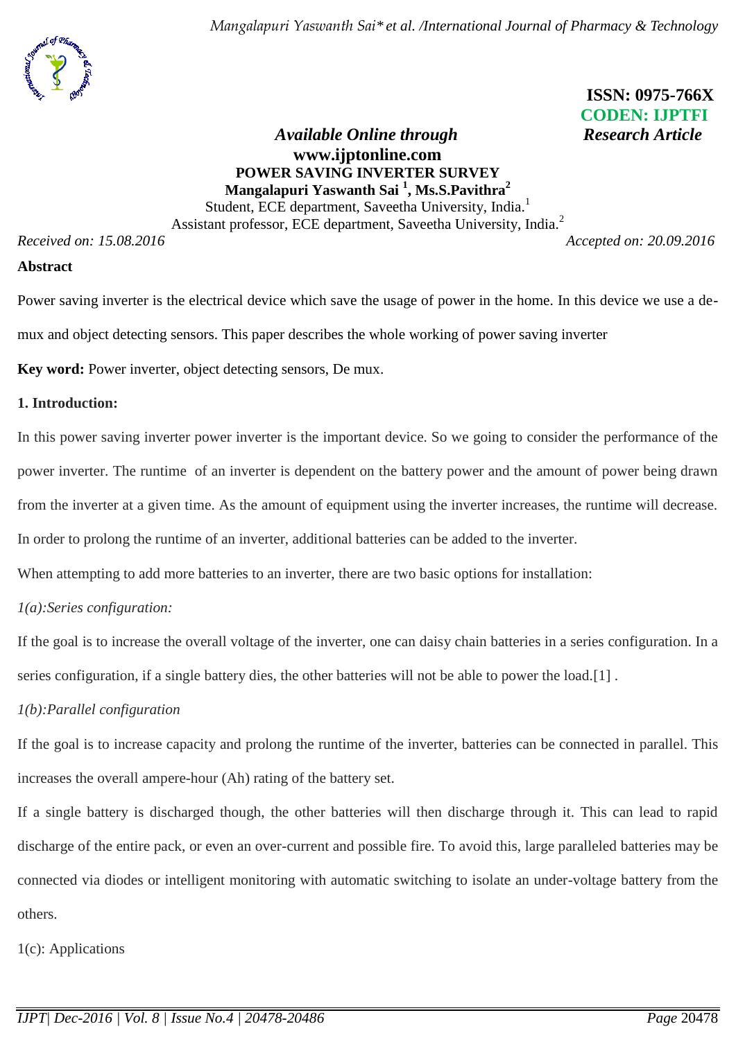ISSN: 0975-766X
CODEN: IJPTFI

*Available Online through* **www.ijptonline.com** *Research Article*

# POWER SAVING INVERTER SURVEY

**Mangalapuri Yaswanth Sai [1], Ms.S.Pavithra[2]**

Student, ECE department, Saveetha University, India.[1]

Assistant professor, ECE department, Saveetha University, India.[2]

*Received on: 15.08.2016* *Accepted on: 20.09.2016*

## Abstract

Power saving inverter is the electrical device which save the usage of power in the home. In this device we use a de-mux and object detecting sensors. This paper describes the whole working of power saving inverter

**Key word:** Power inverter, object detecting sensors, De mux.

## 1. Introduction:

In this power saving inverter power inverter is the important device. So we going to consider the performance of the power inverter. The runtime of an inverter is dependent on the battery power and the amount of power being drawn from the inverter at a given time. As the amount of equipment using the inverter increases, the runtime will decrease. In order to prolong the runtime of an inverter, additional batteries can be added to the inverter.

When attempting to add more batteries to an inverter, there are two basic options for installation:

*1(a):Series configuration:*

If the goal is to increase the overall voltage of the inverter, one can daisy chain batteries in a series configuration. In a series configuration, if a single battery dies, the other batteries will not be able to power the load.[1] .

*1(b):Parallel configuration*

If the goal is to increase capacity and prolong the runtime of the inverter, batteries can be connected in parallel. This increases the overall ampere-hour (Ah) rating of the battery set.

If a single battery is discharged though, the other batteries will then discharge through it. This can lead to rapid discharge of the entire pack, or even an over-current and possible fire. To avoid this, large paralleled batteries may be connected via diodes or intelligent monitoring with automatic switching to isolate an under-voltage battery from the others.

1(c): Applications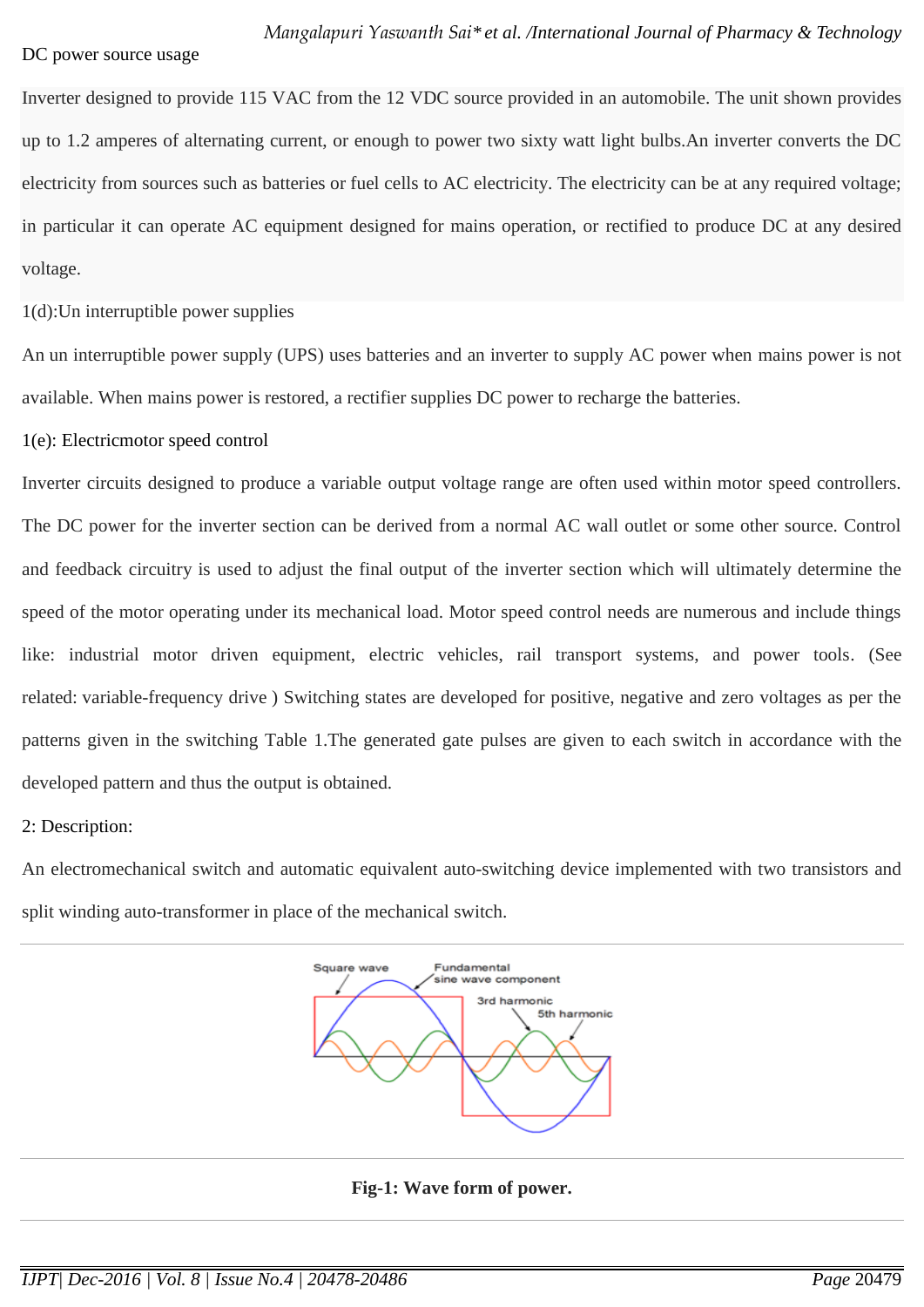DC power source usage

Inverter designed to provide 115 VAC from the 12 VDC source provided in an automobile. The unit shown provides up to 1.2 amperes of alternating current, or enough to power two sixty watt light bulbs.An inverter converts the DC electricity from sources such as batteries or fuel cells to AC electricity. The electricity can be at any required voltage; in particular it can operate AC equipment designed for mains operation, or rectified to produce DC at any desired voltage.

1(d):Un interruptible power supplies

An un interruptible power supply (UPS) uses batteries and an inverter to supply AC power when mains power is not available. When mains power is restored, a rectifier supplies DC power to recharge the batteries.

1(e): Electricmotor speed control

Inverter circuits designed to produce a variable output voltage range are often used within motor speed controllers. The DC power for the inverter section can be derived from a normal AC wall outlet or some other source. Control and feedback circuitry is used to adjust the final output of the inverter section which will ultimately determine the speed of the motor operating under its mechanical load. Motor speed control needs are numerous and include things like: industrial motor driven equipment, electric vehicles, rail transport systems, and power tools. (See related: variable-frequency drive ) Switching states are developed for positive, negative and zero voltages as per the patterns given in the switching Table 1.The generated gate pulses are given to each switch in accordance with the developed pattern and thus the output is obtained.

2: Description:

An electromechanical switch and automatic equivalent auto-switching device implemented with two transistors and split winding auto-transformer in place of the mechanical switch.

**Fig-1: Wave form of power.**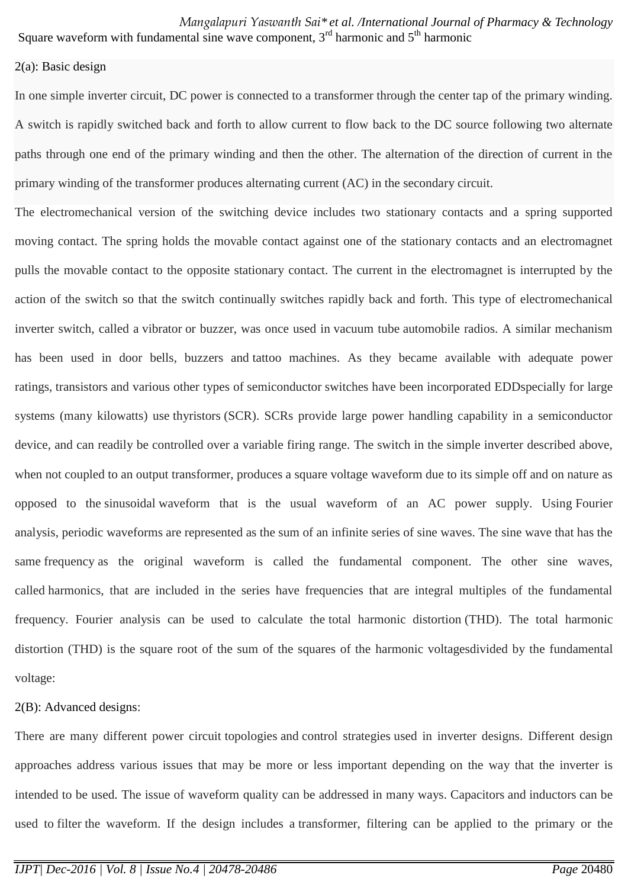Square waveform with fundamental sine wave component, 3rd harmonic and 5th harmonic

2(a): Basic design

In one simple inverter circuit, DC power is connected to a transformer through the center tap of the primary winding. A switch is rapidly switched back and forth to allow current to flow back to the DC source following two alternate paths through one end of the primary winding and then the other. The alternation of the direction of current in the primary winding of the transformer produces alternating current (AC) in the secondary circuit.

The electromechanical version of the switching device includes two stationary contacts and a spring supported moving contact. The spring holds the movable contact against one of the stationary contacts and an electromagnet pulls the movable contact to the opposite stationary contact. The current in the electromagnet is interrupted by the action of the switch so that the switch continually switches rapidly back and forth. This type of electromechanical inverter switch, called a vibrator or buzzer, was once used in vacuum tube automobile radios. A similar mechanism has been used in door bells, buzzers and tattoo machines. As they became available with adequate power ratings, transistors and various other types of semiconductor switches have been incorporated EDDspecially for large systems (many kilowatts) use thyristors (SCR). SCRs provide large power handling capability in a semiconductor device, and can readily be controlled over a variable firing range. The switch in the simple inverter described above, when not coupled to an output transformer, produces a square voltage waveform due to its simple off and on nature as opposed to the sinusoidal waveform that is the usual waveform of an AC power supply. Using Fourier analysis, periodic waveforms are represented as the sum of an infinite series of sine waves. The sine wave that has the same frequency as the original waveform is called the fundamental component. The other sine waves, called harmonics, that are included in the series have frequencies that are integral multiples of the fundamental frequency. Fourier analysis can be used to calculate the total harmonic distortion (THD). The total harmonic distortion (THD) is the square root of the sum of the squares of the harmonic voltagesdivided by the fundamental voltage:

2(B): Advanced designs:

There are many different power circuit topologies and control strategies used in inverter designs. Different design approaches address various issues that may be more or less important depending on the way that the inverter is intended to be used. The issue of waveform quality can be addressed in many ways. Capacitors and inductors can be used to filter the waveform. If the design includes a transformer, filtering can be applied to the primary or the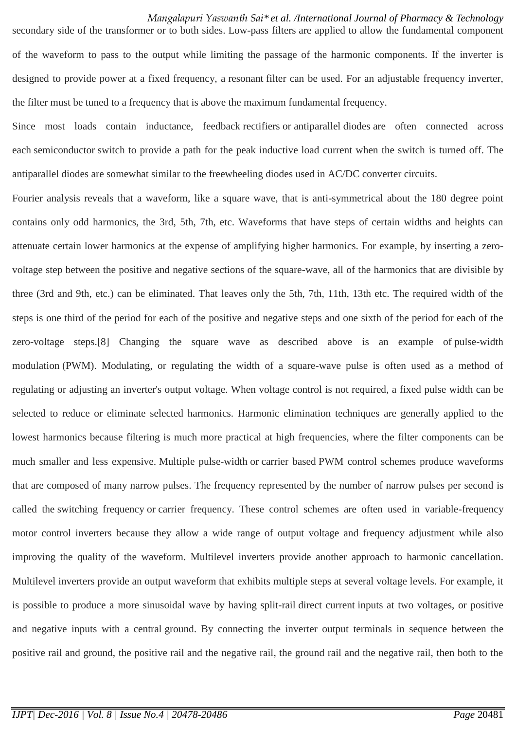secondary side of the transformer or to both sides. Low-pass filters are applied to allow the fundamental component of the waveform to pass to the output while limiting the passage of the harmonic components. If the inverter is designed to provide power at a fixed frequency, a resonant filter can be used. For an adjustable frequency inverter, the filter must be tuned to a frequency that is above the maximum fundamental frequency.

Since most loads contain inductance, feedback rectifiers or antiparallel diodes are often connected across each semiconductor switch to provide a path for the peak inductive load current when the switch is turned off. The antiparallel diodes are somewhat similar to the freewheeling diodes used in AC/DC converter circuits.

Fourier analysis reveals that a waveform, like a square wave, that is anti-symmetrical about the 180 degree point contains only odd harmonics, the 3rd, 5th, 7th, etc. Waveforms that have steps of certain widths and heights can attenuate certain lower harmonics at the expense of amplifying higher harmonics. For example, by inserting a zero-voltage step between the positive and negative sections of the square-wave, all of the harmonics that are divisible by three (3rd and 9th, etc.) can be eliminated. That leaves only the 5th, 7th, 11th, 13th etc. The required width of the steps is one third of the period for each of the positive and negative steps and one sixth of the period for each of the zero-voltage steps.[8] Changing the square wave as described above is an example of pulse-width modulation (PWM). Modulating, or regulating the width of a square-wave pulse is often used as a method of regulating or adjusting an inverter's output voltage. When voltage control is not required, a fixed pulse width can be selected to reduce or eliminate selected harmonics. Harmonic elimination techniques are generally applied to the lowest harmonics because filtering is much more practical at high frequencies, where the filter components can be much smaller and less expensive. Multiple pulse-width or carrier based PWM control schemes produce waveforms that are composed of many narrow pulses. The frequency represented by the number of narrow pulses per second is called the switching frequency or carrier frequency. These control schemes are often used in variable-frequency motor control inverters because they allow a wide range of output voltage and frequency adjustment while also improving the quality of the waveform. Multilevel inverters provide another approach to harmonic cancellation. Multilevel inverters provide an output waveform that exhibits multiple steps at several voltage levels. For example, it is possible to produce a more sinusoidal wave by having split-rail direct current inputs at two voltages, or positive and negative inputs with a central ground. By connecting the inverter output terminals in sequence between the positive rail and ground, the positive rail and the negative rail, the ground rail and the negative rail, then both to the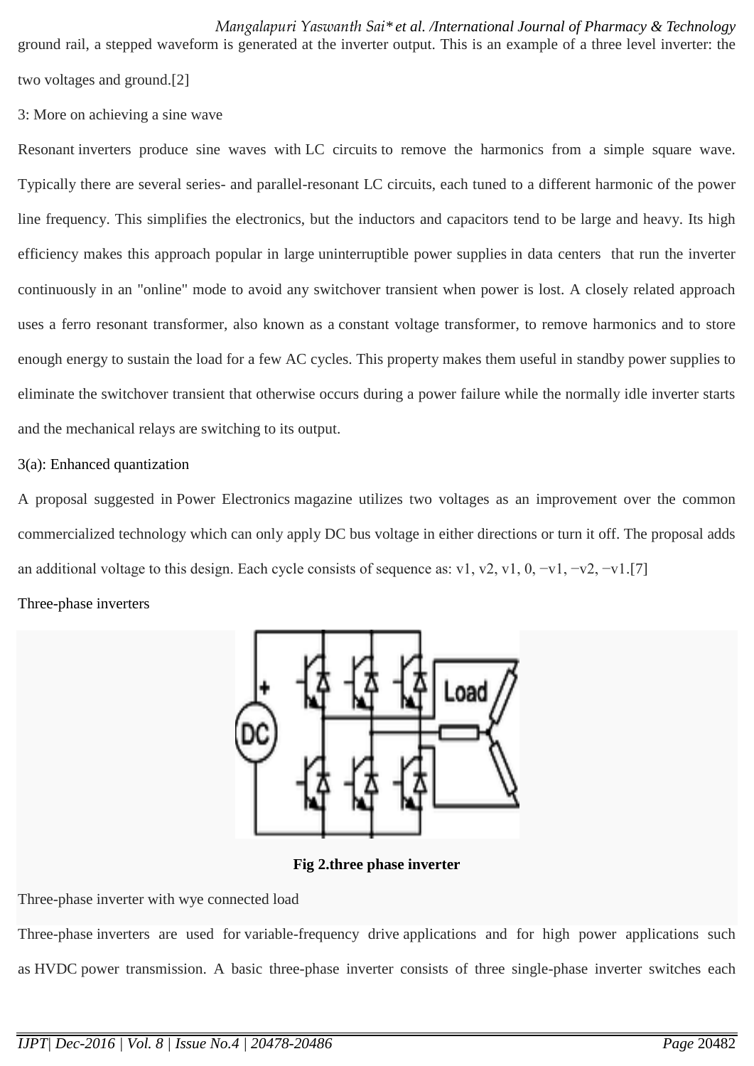ground rail, a stepped waveform is generated at the inverter output. This is an example of a three level inverter: the two voltages and ground.[2]

3: More on achieving a sine wave

Resonant inverters produce sine waves with LC circuits to remove the harmonics from a simple square wave. Typically there are several series- and parallel-resonant LC circuits, each tuned to a different harmonic of the power line frequency. This simplifies the electronics, but the inductors and capacitors tend to be large and heavy. Its high efficiency makes this approach popular in large uninterruptible power supplies in data centers that run the inverter continuously in an "online" mode to avoid any switchover transient when power is lost. A closely related approach uses a ferro resonant transformer, also known as a constant voltage transformer, to remove harmonics and to store enough energy to sustain the load for a few AC cycles. This property makes them useful in standby power supplies to eliminate the switchover transient that otherwise occurs during a power failure while the normally idle inverter starts and the mechanical relays are switching to its output.

3(a): Enhanced quantization

A proposal suggested in Power Electronics magazine utilizes two voltages as an improvement over the common commercialized technology which can only apply DC bus voltage in either directions or turn it off. The proposal adds an additional voltage to this design. Each cycle consists of sequence as: v1, v2, v1, 0, −v1, −v2, −v1.[7]

Three-phase inverters

**Fig 2.three phase inverter**

Three-phase inverter with wye connected load

Three-phase inverters are used for variable-frequency drive applications and for high power applications such as HVDC power transmission. A basic three-phase inverter consists of three single-phase inverter switches each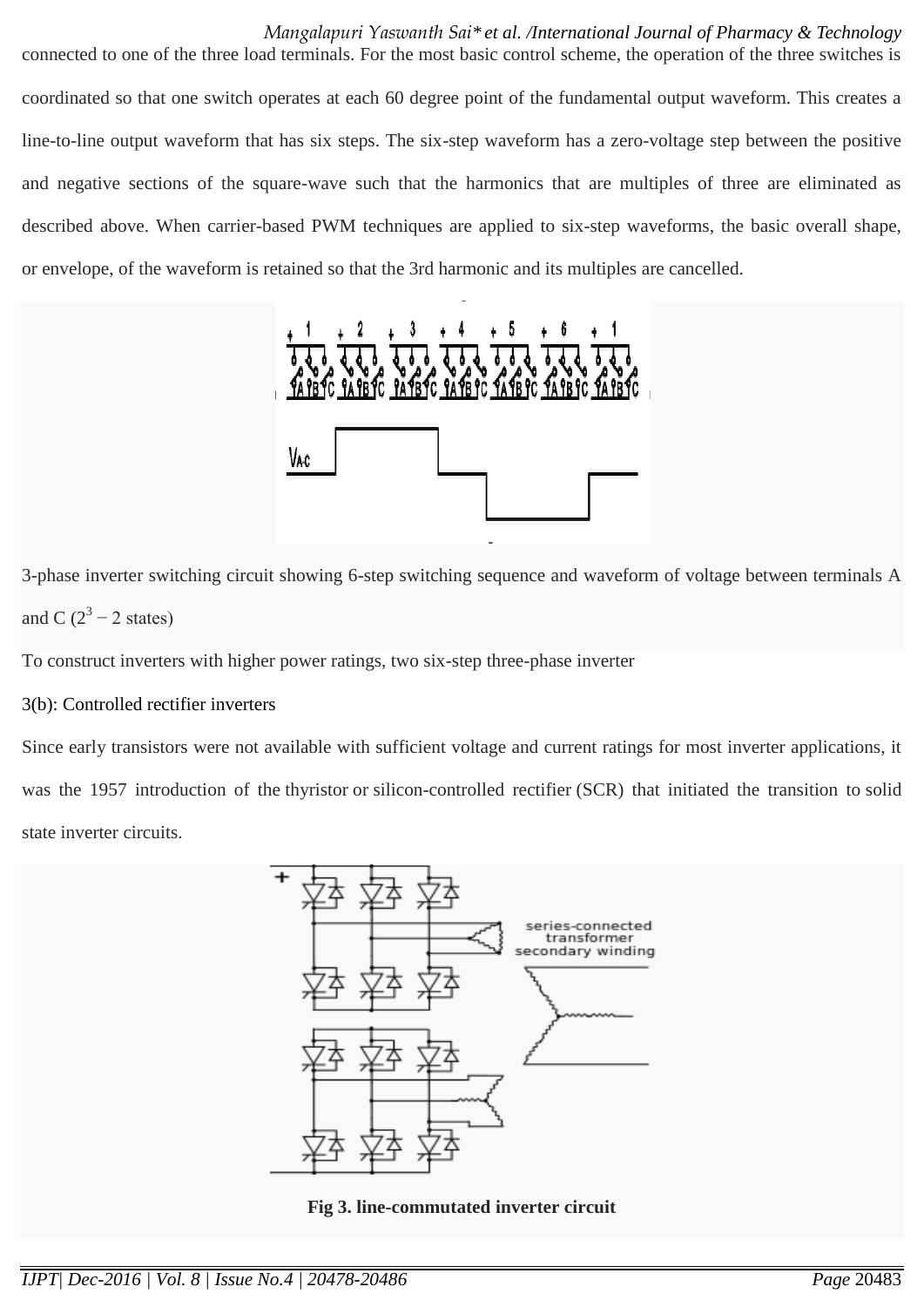connected to one of the three load terminals. For the most basic control scheme, the operation of the three switches is coordinated so that one switch operates at each 60 degree point of the fundamental output waveform. This creates a line-to-line output waveform that has six steps. The six-step waveform has a zero-voltage step between the positive and negative sections of the square-wave such that the harmonics that are multiples of three are eliminated as described above. When carrier-based PWM techniques are applied to six-step waveforms, the basic overall shape, or envelope, of the waveform is retained so that the 3rd harmonic and its multiples are cancelled.

3-phase inverter switching circuit showing 6-step switching sequence and waveform of voltage between terminals A and C ($2^3 - 2$ states)

To construct inverters with higher power ratings, two six-step three-phase inverter

3(b): Controlled rectifier inverters

Since early transistors were not available with sufficient voltage and current ratings for most inverter applications, it was the 1957 introduction of the thyristor or silicon-controlled rectifier (SCR) that initiated the transition to solid state inverter circuits.

**Fig 3. line-commutated inverter circuit**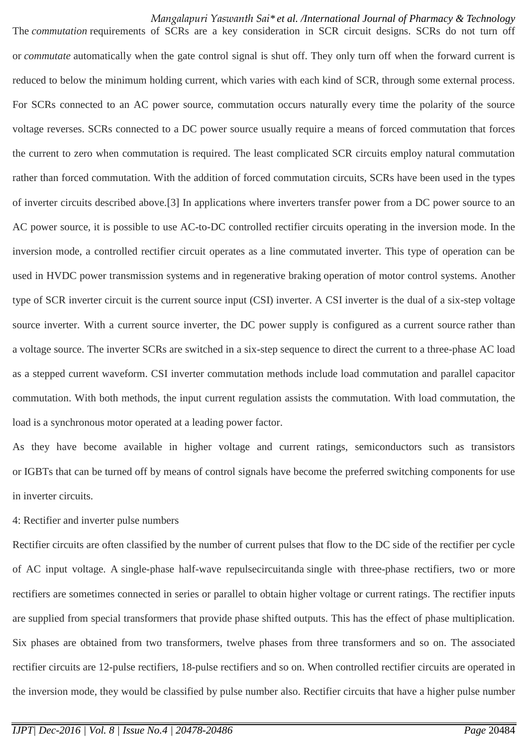The *commutation* requirements of SCRs are a key consideration in SCR circuit designs. SCRs do not turn off or *commutate* automatically when the gate control signal is shut off. They only turn off when the forward current is reduced to below the minimum holding current, which varies with each kind of SCR, through some external process. For SCRs connected to an AC power source, commutation occurs naturally every time the polarity of the source voltage reverses. SCRs connected to a DC power source usually require a means of forced commutation that forces the current to zero when commutation is required. The least complicated SCR circuits employ natural commutation rather than forced commutation. With the addition of forced commutation circuits, SCRs have been used in the types of inverter circuits described above.[3] In applications where inverters transfer power from a DC power source to an AC power source, it is possible to use AC-to-DC controlled rectifier circuits operating in the inversion mode. In the inversion mode, a controlled rectifier circuit operates as a line commutated inverter. This type of operation can be used in HVDC power transmission systems and in regenerative braking operation of motor control systems. Another type of SCR inverter circuit is the current source input (CSI) inverter. A CSI inverter is the dual of a six-step voltage source inverter. With a current source inverter, the DC power supply is configured as a current source rather than a voltage source. The inverter SCRs are switched in a six-step sequence to direct the current to a three-phase AC load as a stepped current waveform. CSI inverter commutation methods include load commutation and parallel capacitor commutation. With both methods, the input current regulation assists the commutation. With load commutation, the load is a synchronous motor operated at a leading power factor.

As they have become available in higher voltage and current ratings, semiconductors such as transistors or IGBTs that can be turned off by means of control signals have become the preferred switching components for use in inverter circuits.

4: Rectifier and inverter pulse numbers

Rectifier circuits are often classified by the number of current pulses that flow to the DC side of the rectifier per cycle of AC input voltage. A single-phase half-wave repulsecircuitanda single with three-phase rectifiers, two or more rectifiers are sometimes connected in series or parallel to obtain higher voltage or current ratings. The rectifier inputs are supplied from special transformers that provide phase shifted outputs. This has the effect of phase multiplication. Six phases are obtained from two transformers, twelve phases from three transformers and so on. The associated rectifier circuits are 12-pulse rectifiers, 18-pulse rectifiers and so on. When controlled rectifier circuits are operated in the inversion mode, they would be classified by pulse number also. Rectifier circuits that have a higher pulse number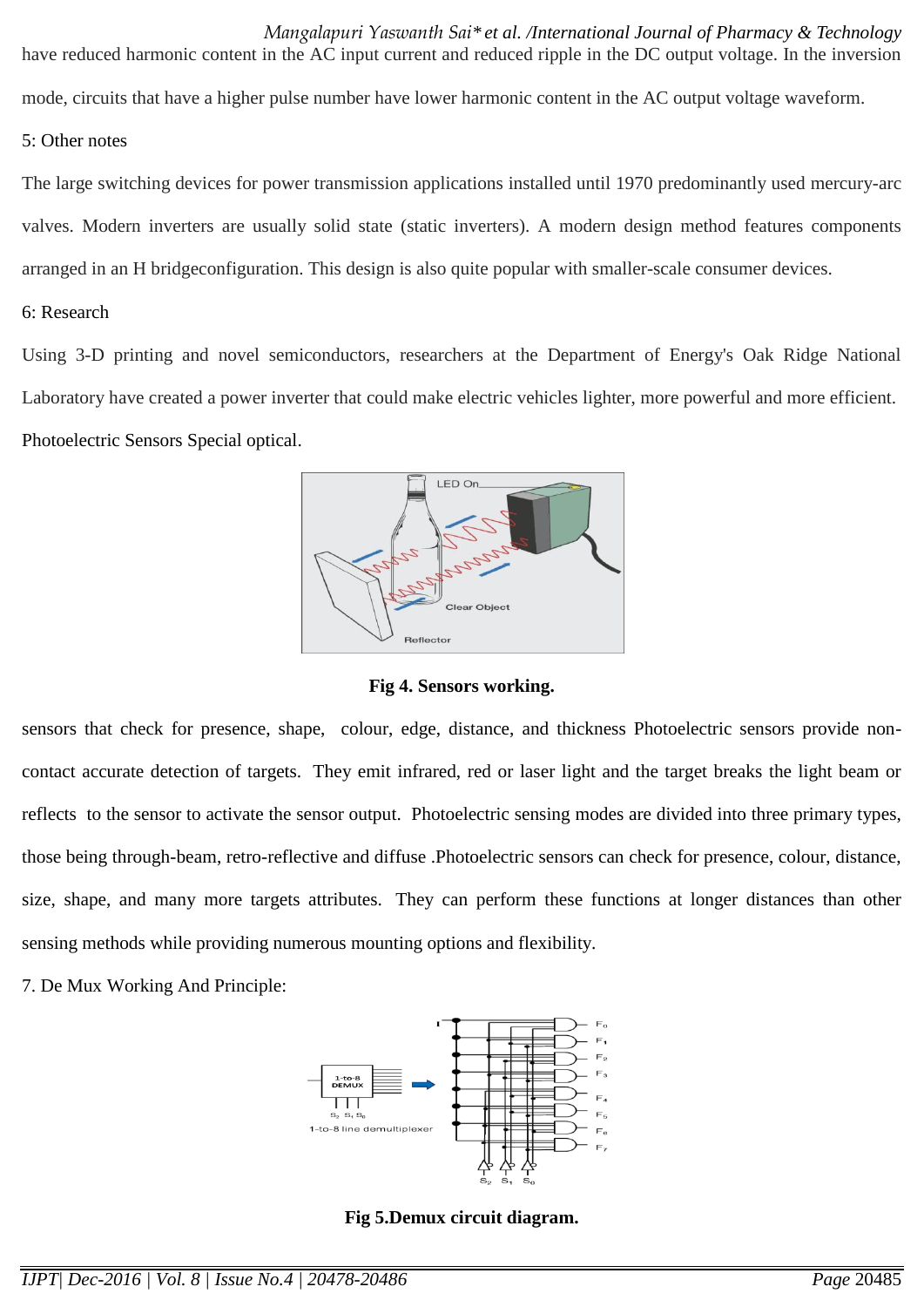have reduced harmonic content in the AC input current and reduced ripple in the DC output voltage. In the inversion mode, circuits that have a higher pulse number have lower harmonic content in the AC output voltage waveform.

5: Other notes

The large switching devices for power transmission applications installed until 1970 predominantly used mercury-arc valves. Modern inverters are usually solid state (static inverters). A modern design method features components arranged in an H bridgeconfiguration. This design is also quite popular with smaller-scale consumer devices.

6: Research

Using 3-D printing and novel semiconductors, researchers at the Department of Energy's Oak Ridge National Laboratory have created a power inverter that could make electric vehicles lighter, more powerful and more efficient. Photoelectric Sensors Special optical.

**Fig 4. Sensors working.**

sensors that check for presence, shape, colour, edge, distance, and thickness Photoelectric sensors provide non-contact accurate detection of targets. They emit infrared, red or laser light and the target breaks the light beam or reflects to the sensor to activate the sensor output. Photoelectric sensing modes are divided into three primary types, those being through-beam, retro-reflective and diffuse .Photoelectric sensors can check for presence, colour, distance, size, shape, and many more targets attributes. They can perform these functions at longer distances than other sensing methods while providing numerous mounting options and flexibility.

7. De Mux Working And Principle:

**Fig 5.Demux circuit diagram.**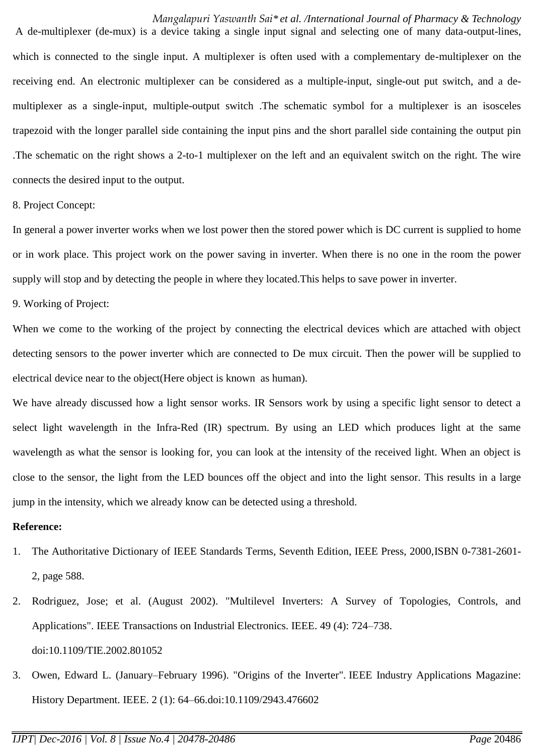A de-multiplexer (de-mux) is a device taking a single input signal and selecting one of many data-output-lines, which is connected to the single input. A multiplexer is often used with a complementary de-multiplexer on the receiving end. An electronic multiplexer can be considered as a multiple-input, single-out put switch, and a de-multiplexer as a single-input, multiple-output switch .The schematic symbol for a multiplexer is an isosceles trapezoid with the longer parallel side containing the input pins and the short parallel side containing the output pin .The schematic on the right shows a 2-to-1 multiplexer on the left and an equivalent switch on the right. The wire connects the desired input to the output.

8. Project Concept:

In general a power inverter works when we lost power then the stored power which is DC current is supplied to home or in work place. This project work on the power saving in inverter. When there is no one in the room the power supply will stop and by detecting the people in where they located.This helps to save power in inverter.

9. Working of Project:

When we come to the working of the project by connecting the electrical devices which are attached with object detecting sensors to the power inverter which are connected to De mux circuit. Then the power will be supplied to electrical device near to the object(Here object is known as human).

We have already discussed how a light sensor works. IR Sensors work by using a specific light sensor to detect a select light wavelength in the Infra-Red (IR) spectrum. By using an LED which produces light at the same wavelength as what the sensor is looking for, you can look at the intensity of the received light. When an object is close to the sensor, the light from the LED bounces off the object and into the light sensor. This results in a large jump in the intensity, which we already know can be detected using a threshold.

**Reference:**

1. The Authoritative Dictionary of IEEE Standards Terms, Seventh Edition, IEEE Press, 2000,ISBN 0-7381-2601-2, page 588.
2. Rodriguez, Jose; et al. (August 2002). "Multilevel Inverters: A Survey of Topologies, Controls, and Applications". IEEE Transactions on Industrial Electronics. IEEE. 49 (4): 724–738. doi:10.1109/TIE.2002.801052
3. Owen, Edward L. (January–February 1996). "Origins of the Inverter". IEEE Industry Applications Magazine: History Department. IEEE. 2 (1): 64–66.doi:10.1109/2943.476602